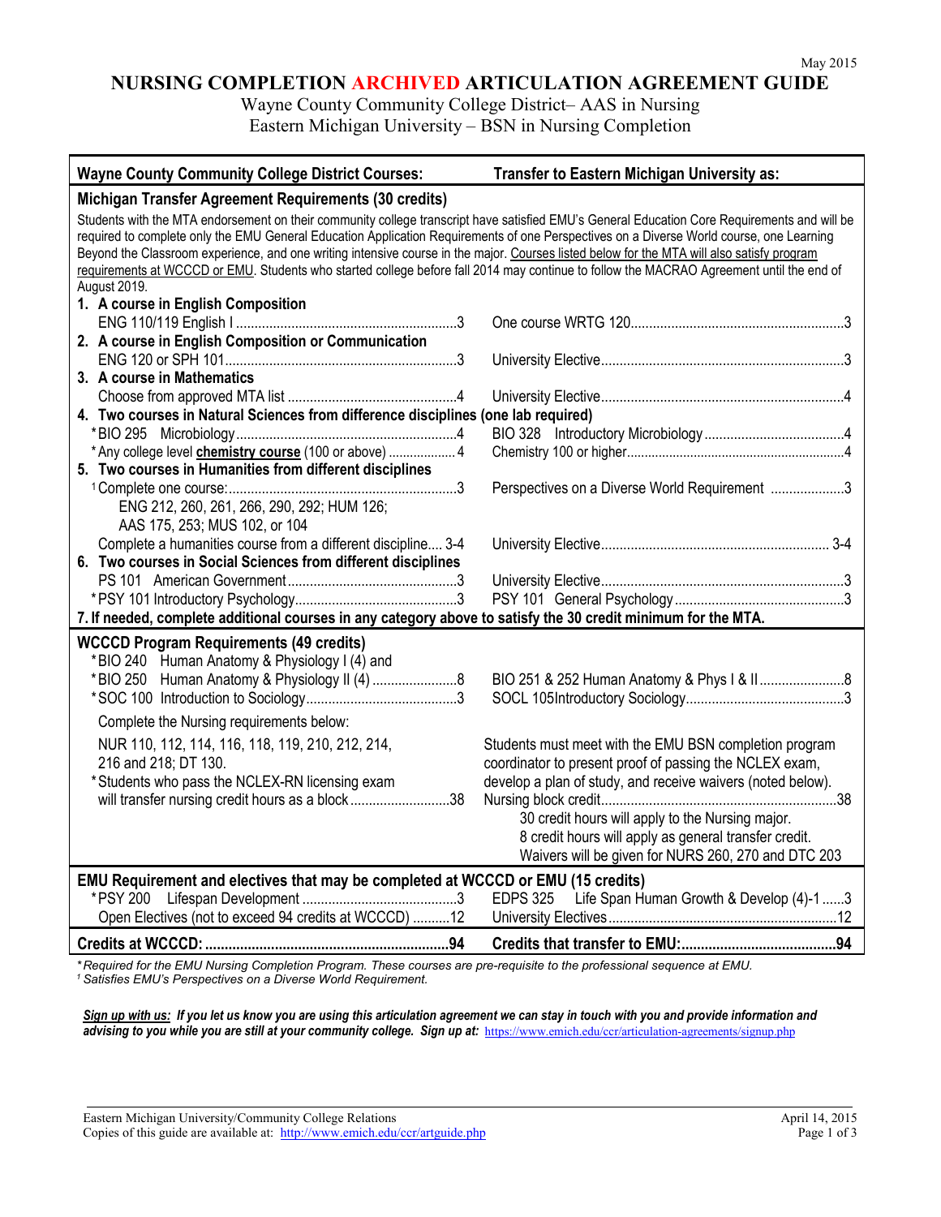May 2015

# NURSING COMPLETION ARCHIVED ARTICULATION AGREEMENT GUIDE

Wayne County Community College District– AAS in Nursing
Eastern Michigan University – BSN in Nursing Completion

| Wayne County Community College District Courses: | Transfer to Eastern Michigan University as: |
|---|---|
| **Michigan Transfer Agreement Requirements (30 credits)** | |
| Students with the MTA endorsement on their community college transcript have satisfied EMU's General Education Core Requirements and will be required to complete only the EMU General Education Application Requirements of one Perspectives on a Diverse World course, one Learning Beyond the Classroom experience, and one writing intensive course in the major. Courses listed below for the MTA will also satisfy program requirements at WCCCD or EMU. Students who started college before fall 2014 may continue to follow the MACRAO Agreement until the end of August 2019. | |
| **1. A course in English Composition** | |
| ENG 110/119 English I ....3 | One course WRTG 120....3 |
| **2. A course in English Composition or Communication** | |
| ENG 120 or SPH 101....3 | University Elective....3 |
| **3. A course in Mathematics** | |
| Choose from approved MTA list ....4 | University Elective....4 |
| **4. Two courses in Natural Sciences from difference disciplines (one lab required)** | |
| *BIO 295 Microbiology....4 | BIO 328 Introductory Microbiology....4 |
| *Any college level **chemistry course** (100 or above) ....4 | Chemistry 100 or higher....4 |
| **5. Two courses in Humanities from different disciplines** | |
| [1]Complete one course:....3<br>ENG 212, 260, 261, 266, 290, 292; HUM 126;<br>AAS 175, 253; MUS 102, or 104 | Perspectives on a Diverse World Requirement ....3 |
| Complete a humanities course from a different discipline.... 3-4 | University Elective.... 3-4 |
| **6. Two courses in Social Sciences from different disciplines** | |
| PS 101 American Government....3 | University Elective....3 |
| *PSY 101 Introductory Psychology....3 | PSY 101 General Psychology....3 |
| **7. If needed, complete additional courses in any category above to satisfy the 30 credit minimum for the MTA.** | |
| **WCCCD Program Requirements (49 credits)** | |
| *BIO 240 Human Anatomy & Physiology I (4) and<br>*BIO 250 Human Anatomy & Physiology II (4) ....8 | BIO 251 & 252 Human Anatomy & Phys I & II....8 |
| *SOC 100 Introduction to Sociology....3 | SOCL 105Introductory Sociology....3 |
| Complete the Nursing requirements below: | |
| NUR 110, 112, 114, 116, 118, 119, 210, 212, 214, 216 and 218; DT 130.<br>*Students who pass the NCLEX-RN licensing exam will transfer nursing credit hours as a block....38 | Students must meet with the EMU BSN completion program coordinator to present proof of passing the NCLEX exam, develop a plan of study, and receive waivers (noted below).<br>Nursing block credit....38<br>30 credit hours will apply to the Nursing major.<br>8 credit hours will apply as general transfer credit.<br>Waivers will be given for NURS 260, 270 and DTC 203 |
| **EMU Requirement and electives that may be completed at WCCCD or EMU (15 credits)** | |
| *PSY 200 Lifespan Development....3 | EDPS 325 Life Span Human Growth & Develop (4)-1 ....3 |
| Open Electives (not to exceed 94 credits at WCCCD) ....12 | University Electives....12 |
| **Credits at WCCCD: ....94** | **Credits that transfer to EMU:....94** |

**Required for the EMU Nursing Completion Program. These courses are pre-requisite to the professional sequence at EMU.*
[1] *Satisfies EMU's Perspectives on a Diverse World Requirement.*

***Sign up with us:** If you let us know you are using this articulation agreement we can stay in touch with you and provide information and advising to you while you are still at your community college. **Sign up at:*** https://www.emich.edu/ccr/articulation-agreements/signup.php

Eastern Michigan University/Community College Relations
Copies of this guide are available at: http://www.emich.edu/ccr/artguide.php

April 14, 2015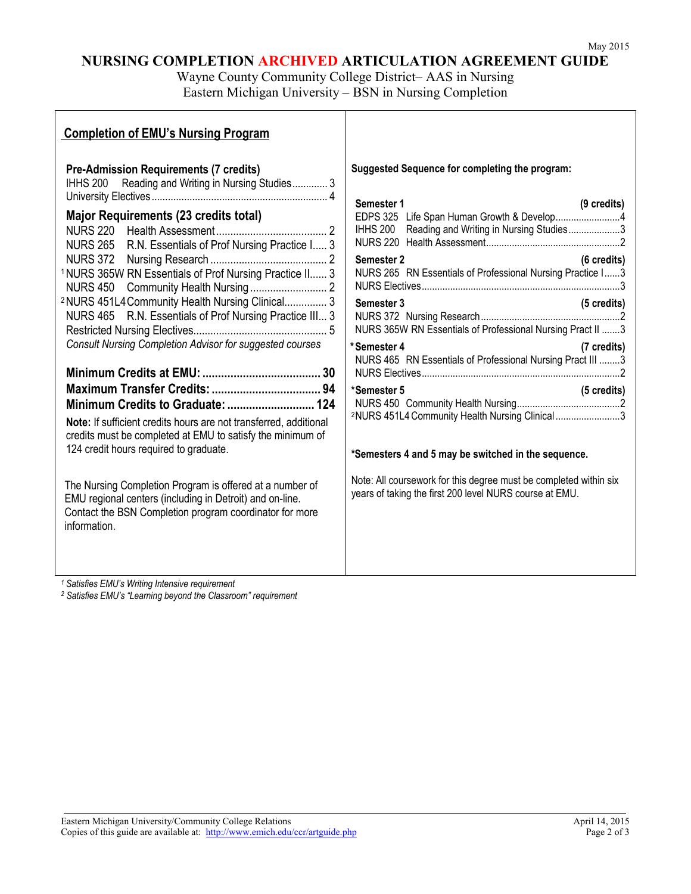May 2015

# NURSING COMPLETION ARCHIVED ARTICULATION AGREEMENT GUIDE

Wayne County Community College District– AAS in Nursing
Eastern Michigan University – BSN in Nursing Completion

## Completion of EMU's Nursing Program

**Pre-Admission Requirements (7 credits)**

| Course | Title | Credits |
|---|---|---|
| IHHS 200 | Reading and Writing in Nursing Studies | 3 |
| University Electives | | 4 |

**Major Requirements (23 credits total)**

| Course | Title | Credits |
|---|---|---|
| NURS 220 | Health Assessment | 2 |
| NURS 265 | R.N. Essentials of Prof Nursing Practice I | 3 |
| NURS 372 | Nursing Research | 2 |
| [1] NURS 365W | RN Essentials of Prof Nursing Practice II | 3 |
| NURS 450 | Community Health Nursing | 2 |
| [2] NURS 451L4 | Community Health Nursing Clinical | 3 |
| NURS 465 | R.N. Essentials of Prof Nursing Practice III | 3 |
| Restricted Nursing Electives | | 5 |

*Consult Nursing Completion Advisor for suggested courses*

**Minimum Credits at EMU: 30**
**Maximum Transfer Credits: 94**
**Minimum Credits to Graduate: 124**

**Note:** If sufficient credits hours are not transferred, additional credits must be completed at EMU to satisfy the minimum of 124 credit hours required to graduate.

The Nursing Completion Program is offered at a number of EMU regional centers (including in Detroit) and on-line. Contact the BSN Completion program coordinator for more information.

**Suggested Sequence for completing the program:**

**Semester 1 (9 credits)**

| Course | Title | Credits |
|---|---|---|
| EDPS 325 | Life Span Human Growth & Develop | 4 |
| IHHS 200 | Reading and Writing in Nursing Studies | 3 |
| NURS 220 | Health Assessment | 2 |

**Semester 2 (6 credits)**

| Course | Title | Credits |
|---|---|---|
| NURS 265 | RN Essentials of Professional Nursing Practice I | 3 |
| NURS Electives | | 3 |

**Semester 3 (5 credits)**

| Course | Title | Credits |
|---|---|---|
| NURS 372 | Nursing Research | 2 |
| NURS 365W | RN Essentials of Professional Nursing Pract II | 3 |

**\*Semester 4 (7 credits)**

| Course | Title | Credits |
|---|---|---|
| NURS 465 | RN Essentials of Professional Nursing Pract III | 3 |
| NURS Electives | | 2 |

**\*Semester 5 (5 credits)**

| Course | Title | Credits |
|---|---|---|
| NURS 450 | Community Health Nursing | 2 |
| [2] NURS 451L4 | Community Health Nursing Clinical | 3 |

**\*Semesters 4 and 5 may be switched in the sequence.**

Note: All coursework for this degree must be completed within six years of taking the first 200 level NURS course at EMU.

---

*[1] Satisfies EMU's Writing Intensive requirement*
*[2] Satisfies EMU's "Learning beyond the Classroom" requirement*

Eastern Michigan University/Community College Relations — April 14, 2015
Copies of this guide are available at: http://www.emich.edu/ccr/artguide.php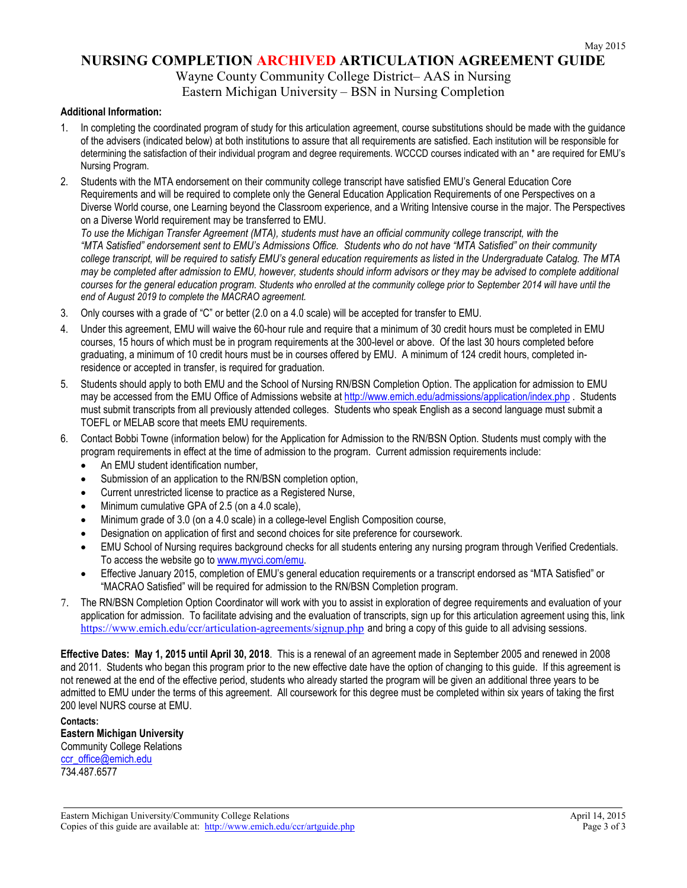May 2015

# NURSING COMPLETION ARCHIVED ARTICULATION AGREEMENT GUIDE

Wayne County Community College District– AAS in Nursing
Eastern Michigan University – BSN in Nursing Completion

**Additional Information:**

1. In completing the coordinated program of study for this articulation agreement, course substitutions should be made with the guidance of the advisers (indicated below) at both institutions to assure that all requirements are satisfied. Each institution will be responsible for determining the satisfaction of their individual program and degree requirements. WCCCD courses indicated with an * are required for EMU's Nursing Program.
2. Students with the MTA endorsement on their community college transcript have satisfied EMU's General Education Core Requirements and will be required to complete only the General Education Application Requirements of one Perspectives on a Diverse World course, one Learning beyond the Classroom experience, and a Writing Intensive course in the major. The Perspectives on a Diverse World requirement may be transferred to EMU.
   *To use the Michigan Transfer Agreement (MTA), students must have an official community college transcript, with the "MTA Satisfied" endorsement sent to EMU's Admissions Office. Students who do not have "MTA Satisfied" on their community college transcript, will be required to satisfy EMU's general education requirements as listed in the Undergraduate Catalog. The MTA may be completed after admission to EMU, however, students should inform advisors or they may be advised to complete additional courses for the general education program. Students who enrolled at the community college prior to September 2014 will have until the end of August 2019 to complete the MACRAO agreement.*
3. Only courses with a grade of "C" or better (2.0 on a 4.0 scale) will be accepted for transfer to EMU.
4. Under this agreement, EMU will waive the 60-hour rule and require that a minimum of 30 credit hours must be completed in EMU courses, 15 hours of which must be in program requirements at the 300-level or above. Of the last 30 hours completed before graduating, a minimum of 10 credit hours must be in courses offered by EMU. A minimum of 124 credit hours, completed in-residence or accepted in transfer, is required for graduation.
5. Students should apply to both EMU and the School of Nursing RN/BSN Completion Option. The application for admission to EMU may be accessed from the EMU Office of Admissions website at http://www.emich.edu/admissions/application/index.php . Students must submit transcripts from all previously attended colleges. Students who speak English as a second language must submit a TOEFL or MELAB score that meets EMU requirements.
6. Contact Bobbi Towne (information below) for the Application for Admission to the RN/BSN Option. Students must comply with the program requirements in effect at the time of admission to the program. Current admission requirements include:
   - An EMU student identification number,
   - Submission of an application to the RN/BSN completion option,
   - Current unrestricted license to practice as a Registered Nurse,
   - Minimum cumulative GPA of 2.5 (on a 4.0 scale),
   - Minimum grade of 3.0 (on a 4.0 scale) in a college-level English Composition course,
   - Designation on application of first and second choices for site preference for coursework.
   - EMU School of Nursing requires background checks for all students entering any nursing program through Verified Credentials. To access the website go to www.myvci.com/emu.
   - Effective January 2015, completion of EMU's general education requirements or a transcript endorsed as "MTA Satisfied" or "MACRAO Satisfied" will be required for admission to the RN/BSN Completion program.
7. The RN/BSN Completion Option Coordinator will work with you to assist in exploration of degree requirements and evaluation of your application for admission. To facilitate advising and the evaluation of transcripts, sign up for this articulation agreement using this, link https://www.emich.edu/ccr/articulation-agreements/signup.php and bring a copy of this guide to all advising sessions.

**Effective Dates: May 1, 2015 until April 30, 2018**. This is a renewal of an agreement made in September 2005 and renewed in 2008 and 2011. Students who began this program prior to the new effective date have the option of changing to this guide. If this agreement is not renewed at the end of the effective period, students who already started the program will be given an additional three years to be admitted to EMU under the terms of this agreement. All coursework for this degree must be completed within six years of taking the first 200 level NURS course at EMU.

**Contacts:**
**Eastern Michigan University**
Community College Relations
ccr_office@emich.edu
734.487.6577

Eastern Michigan University/Community College Relations
Copies of this guide are available at: http://www.emich.edu/ccr/artguide.php

April 14, 2015